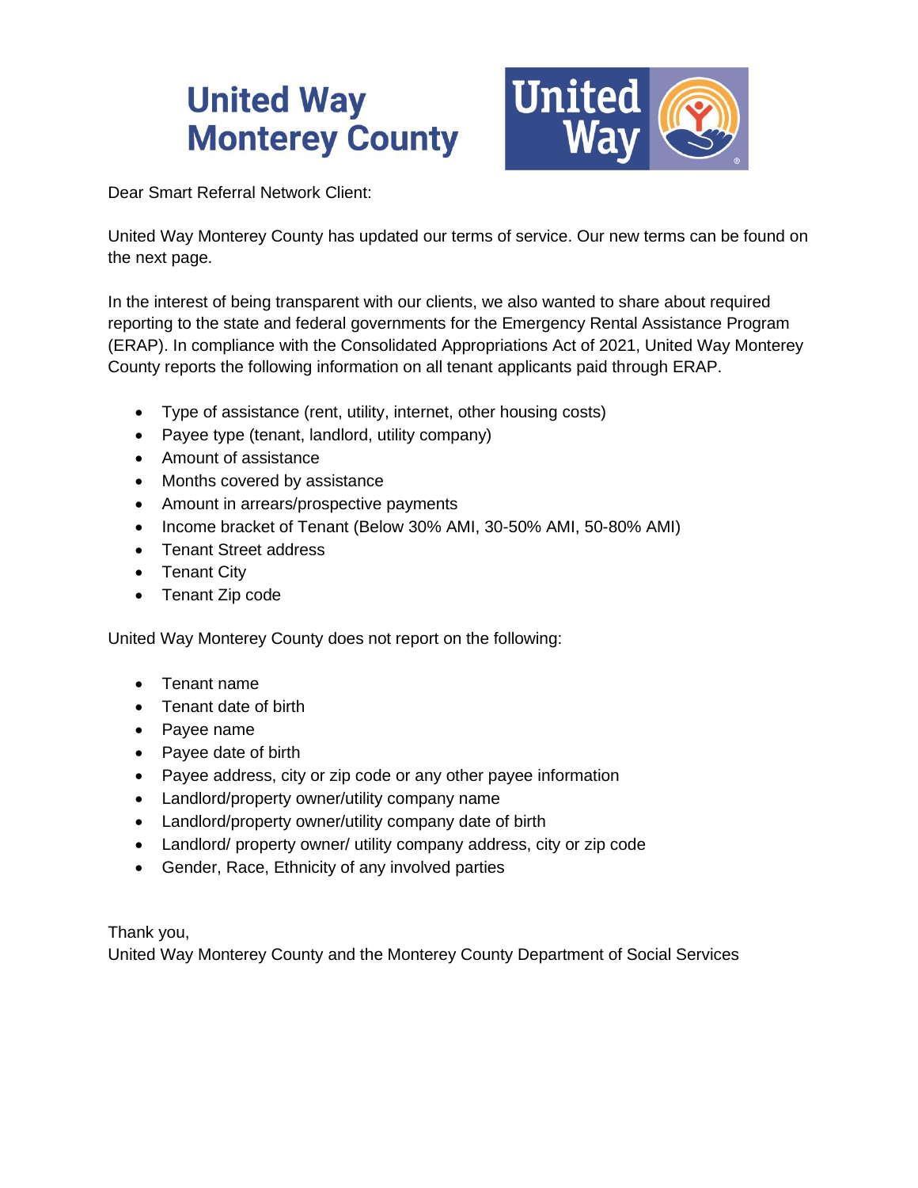# United Way Monterey County

Dear Smart Referral Network Client:

United Way Monterey County has updated our terms of service. Our new terms can be found on the next page.

In the interest of being transparent with our clients, we also wanted to share about required reporting to the state and federal governments for the Emergency Rental Assistance Program (ERAP). In compliance with the Consolidated Appropriations Act of 2021, United Way Monterey County reports the following information on all tenant applicants paid through ERAP.

- Type of assistance (rent, utility, internet, other housing costs)
- Payee type (tenant, landlord, utility company)
- Amount of assistance
- Months covered by assistance
- Amount in arrears/prospective payments
- Income bracket of Tenant (Below 30% AMI, 30-50% AMI, 50-80% AMI)
- Tenant Street address
- Tenant City
- Tenant Zip code

United Way Monterey County does not report on the following:

- Tenant name
- Tenant date of birth
- Payee name
- Payee date of birth
- Payee address, city or zip code or any other payee information
- Landlord/property owner/utility company name
- Landlord/property owner/utility company date of birth
- Landlord/ property owner/ utility company address, city or zip code
- Gender, Race, Ethnicity of any involved parties

Thank you,
United Way Monterey County and the Monterey County Department of Social Services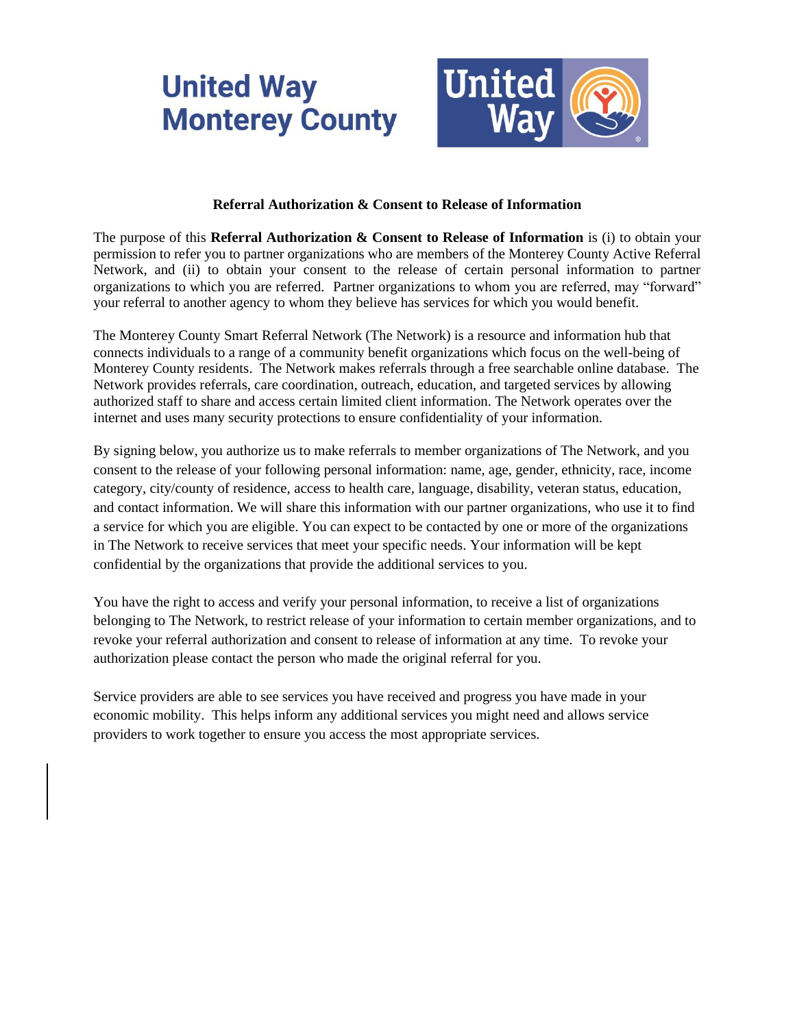# United Way Monterey County

**Referral Authorization & Consent to Release of Information**

The purpose of this **Referral Authorization & Consent to Release of Information** is (i) to obtain your permission to refer you to partner organizations who are members of the Monterey County Active Referral Network, and (ii) to obtain your consent to the release of certain personal information to partner organizations to which you are referred. Partner organizations to whom you are referred, may "forward" your referral to another agency to whom they believe has services for which you would benefit.

The Monterey County Smart Referral Network (The Network) is a resource and information hub that connects individuals to a range of a community benefit organizations which focus on the well-being of Monterey County residents. The Network makes referrals through a free searchable online database. The Network provides referrals, care coordination, outreach, education, and targeted services by allowing authorized staff to share and access certain limited client information. The Network operates over the internet and uses many security protections to ensure confidentiality of your information.

By signing below, you authorize us to make referrals to member organizations of The Network, and you consent to the release of your following personal information: name, age, gender, ethnicity, race, income category, city/county of residence, access to health care, language, disability, veteran status, education, and contact information. We will share this information with our partner organizations, who use it to find a service for which you are eligible. You can expect to be contacted by one or more of the organizations in The Network to receive services that meet your specific needs. Your information will be kept confidential by the organizations that provide the additional services to you.

You have the right to access and verify your personal information, to receive a list of organizations belonging to The Network, to restrict release of your information to certain member organizations, and to revoke your referral authorization and consent to release of information at any time. To revoke your authorization please contact the person who made the original referral for you.

Service providers are able to see services you have received and progress you have made in your economic mobility. This helps inform any additional services you might need and allows service providers to work together to ensure you access the most appropriate services.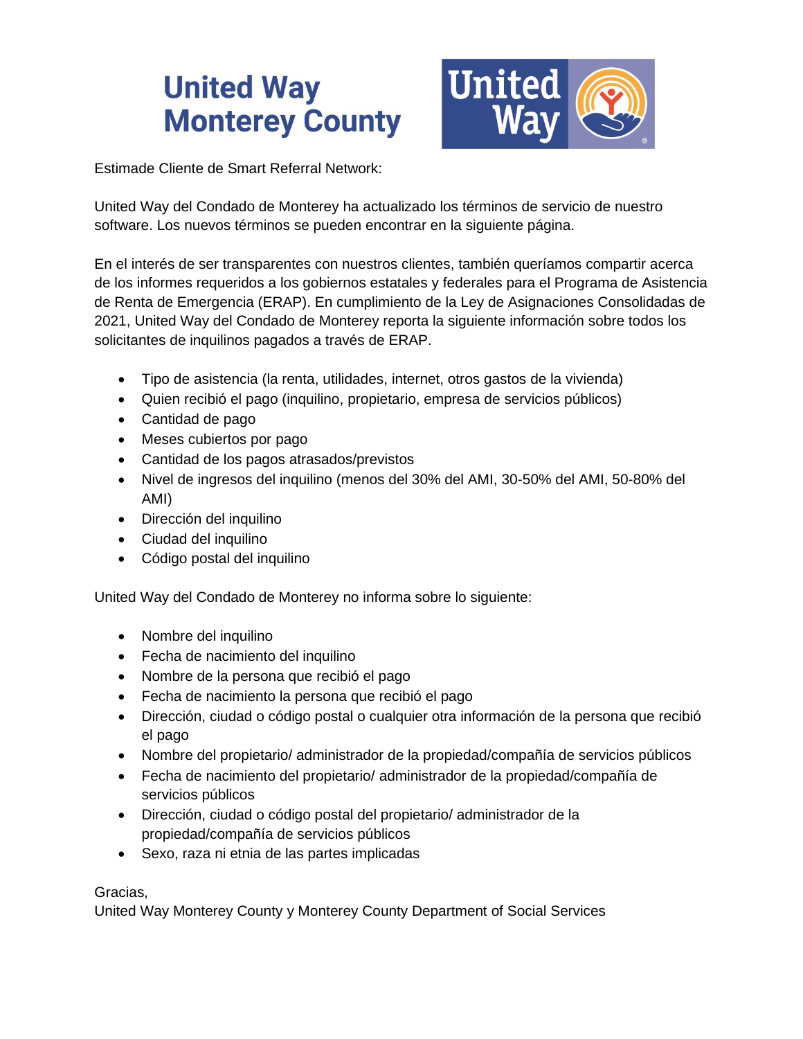# United Way Monterey County

Estimade Cliente de Smart Referral Network:

United Way del Condado de Monterey ha actualizado los términos de servicio de nuestro software. Los nuevos términos se pueden encontrar en la siguiente página.

En el interés de ser transparentes con nuestros clientes, también queríamos compartir acerca de los informes requeridos a los gobiernos estatales y federales para el Programa de Asistencia de Renta de Emergencia (ERAP). En cumplimiento de la Ley de Asignaciones Consolidadas de 2021, United Way del Condado de Monterey reporta la siguiente información sobre todos los solicitantes de inquilinos pagados a través de ERAP.

- Tipo de asistencia (la renta, utilidades, internet, otros gastos de la vivienda)
- Quien recibió el pago (inquilino, propietario, empresa de servicios públicos)
- Cantidad de pago
- Meses cubiertos por pago
- Cantidad de los pagos atrasados/previstos
- Nivel de ingresos del inquilino (menos del 30% del AMI, 30-50% del AMI, 50-80% del AMI)
- Dirección del inquilino
- Ciudad del inquilino
- Código postal del inquilino

United Way del Condado de Monterey no informa sobre lo siguiente:

- Nombre del inquilino
- Fecha de nacimiento del inquilino
- Nombre de la persona que recibió el pago
- Fecha de nacimiento la persona que recibió el pago
- Dirección, ciudad o código postal o cualquier otra información de la persona que recibió el pago
- Nombre del propietario/ administrador de la propiedad/compañía de servicios públicos
- Fecha de nacimiento del propietario/ administrador de la propiedad/compañía de servicios públicos
- Dirección, ciudad o código postal del propietario/ administrador de la propiedad/compañía de servicios públicos
- Sexo, raza ni etnia de las partes implicadas

Gracias,
United Way Monterey County y Monterey County Department of Social Services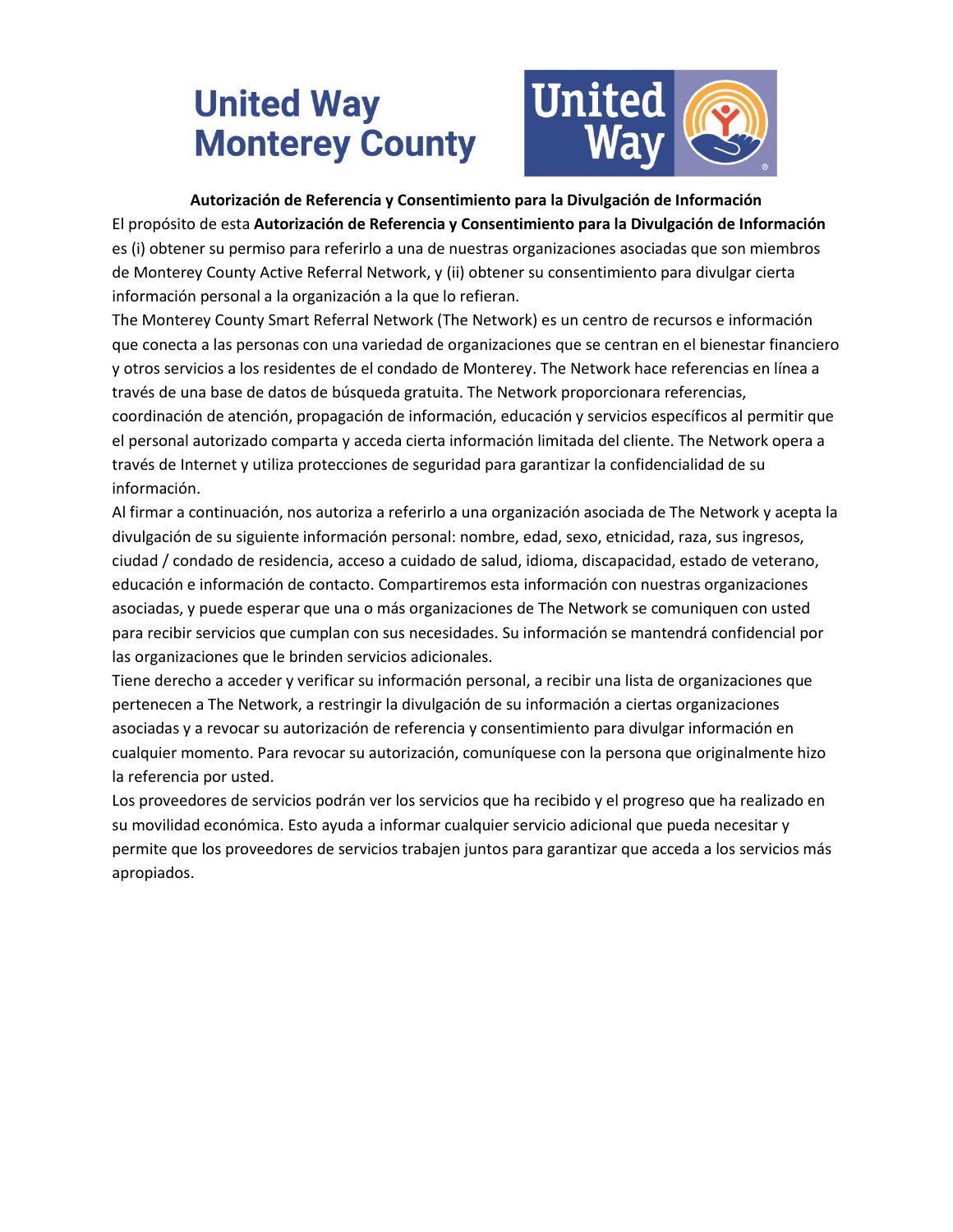United Way Monterey County

**Autorización de Referencia y Consentimiento para la Divulgación de Información**

El propósito de esta **Autorización de Referencia y Consentimiento para la Divulgación de Información** es (i) obtener su permiso para referirlo a una de nuestras organizaciones asociadas que son miembros de Monterey County Active Referral Network, y (ii) obtener su consentimiento para divulgar cierta información personal a la organización a la que lo refieran.

The Monterey County Smart Referral Network (The Network) es un centro de recursos e información que conecta a las personas con una variedad de organizaciones que se centran en el bienestar financiero y otros servicios a los residentes de el condado de Monterey. The Network hace referencias en línea a través de una base de datos de búsqueda gratuita. The Network proporcionara referencias, coordinación de atención, propagación de información, educación y servicios específicos al permitir que el personal autorizado comparta y acceda cierta información limitada del cliente. The Network opera a través de Internet y utiliza protecciones de seguridad para garantizar la confidencialidad de su información.

Al firmar a continuación, nos autoriza a referirlo a una organización asociada de The Network y acepta la divulgación de su siguiente información personal: nombre, edad, sexo, etnicidad, raza, sus ingresos, ciudad / condado de residencia, acceso a cuidado de salud, idioma, discapacidad, estado de veterano, educación e información de contacto. Compartiremos esta información con nuestras organizaciones asociadas, y puede esperar que una o más organizaciones de The Network se comuniquen con usted para recibir servicios que cumplan con sus necesidades. Su información se mantendrá confidencial por las organizaciones que le brinden servicios adicionales.

Tiene derecho a acceder y verificar su información personal, a recibir una lista de organizaciones que pertenecen a The Network, a restringir la divulgación de su información a ciertas organizaciones asociadas y a revocar su autorización de referencia y consentimiento para divulgar información en cualquier momento. Para revocar su autorización, comuníquese con la persona que originalmente hizo la referencia por usted.

Los proveedores de servicios podrán ver los servicios que ha recibido y el progreso que ha realizado en su movilidad económica. Esto ayuda a informar cualquier servicio adicional que pueda necesitar y permite que los proveedores de servicios trabajen juntos para garantizar que acceda a los servicios más apropiados.